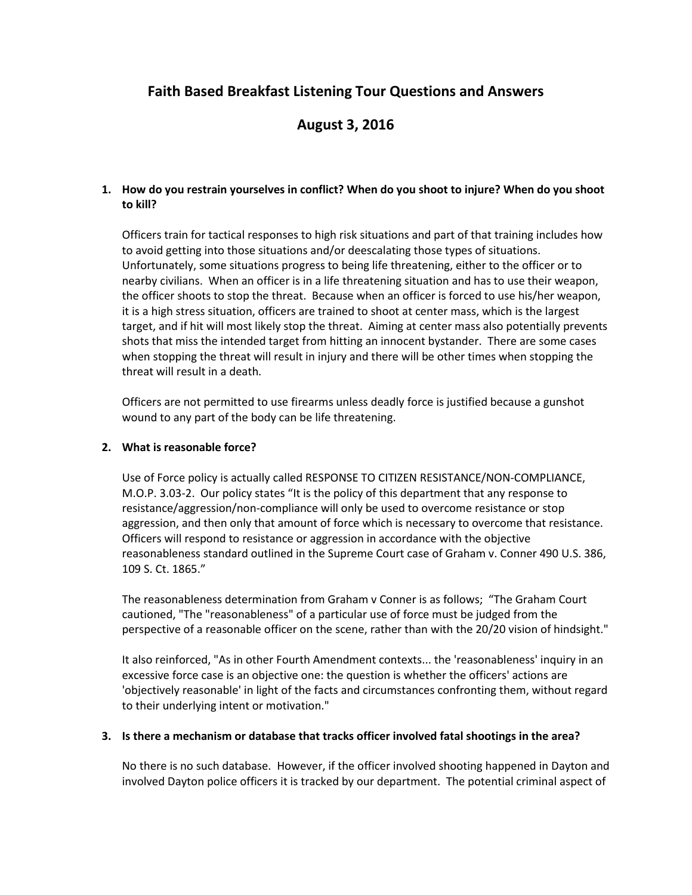# Faith Based Breakfast Listening Tour Questions and Answers

## August 3, 2016

1. **How do you restrain yourselves in conflict? When do you shoot to injure? When do you shoot to kill?**

   Officers train for tactical responses to high risk situations and part of that training includes how to avoid getting into those situations and/or deescalating those types of situations. Unfortunately, some situations progress to being life threatening, either to the officer or to nearby civilians. When an officer is in a life threatening situation and has to use their weapon, the officer shoots to stop the threat. Because when an officer is forced to use his/her weapon, it is a high stress situation, officers are trained to shoot at center mass, which is the largest target, and if hit will most likely stop the threat. Aiming at center mass also potentially prevents shots that miss the intended target from hitting an innocent bystander. There are some cases when stopping the threat will result in injury and there will be other times when stopping the threat will result in a death.

   Officers are not permitted to use firearms unless deadly force is justified because a gunshot wound to any part of the body can be life threatening.

2. **What is reasonable force?**

   Use of Force policy is actually called RESPONSE TO CITIZEN RESISTANCE/NON-COMPLIANCE, M.O.P. 3.03-2. Our policy states "It is the policy of this department that any response to resistance/aggression/non-compliance will only be used to overcome resistance or stop aggression, and then only that amount of force which is necessary to overcome that resistance. Officers will respond to resistance or aggression in accordance with the objective reasonableness standard outlined in the Supreme Court case of Graham v. Conner 490 U.S. 386, 109 S. Ct. 1865."

   The reasonableness determination from Graham v Conner is as follows; "The Graham Court cautioned, "The "reasonableness" of a particular use of force must be judged from the perspective of a reasonable officer on the scene, rather than with the 20/20 vision of hindsight."

   It also reinforced, "As in other Fourth Amendment contexts... the 'reasonableness' inquiry in an excessive force case is an objective one: the question is whether the officers' actions are 'objectively reasonable' in light of the facts and circumstances confronting them, without regard to their underlying intent or motivation."

3. **Is there a mechanism or database that tracks officer involved fatal shootings in the area?**

   No there is no such database. However, if the officer involved shooting happened in Dayton and involved Dayton police officers it is tracked by our department. The potential criminal aspect of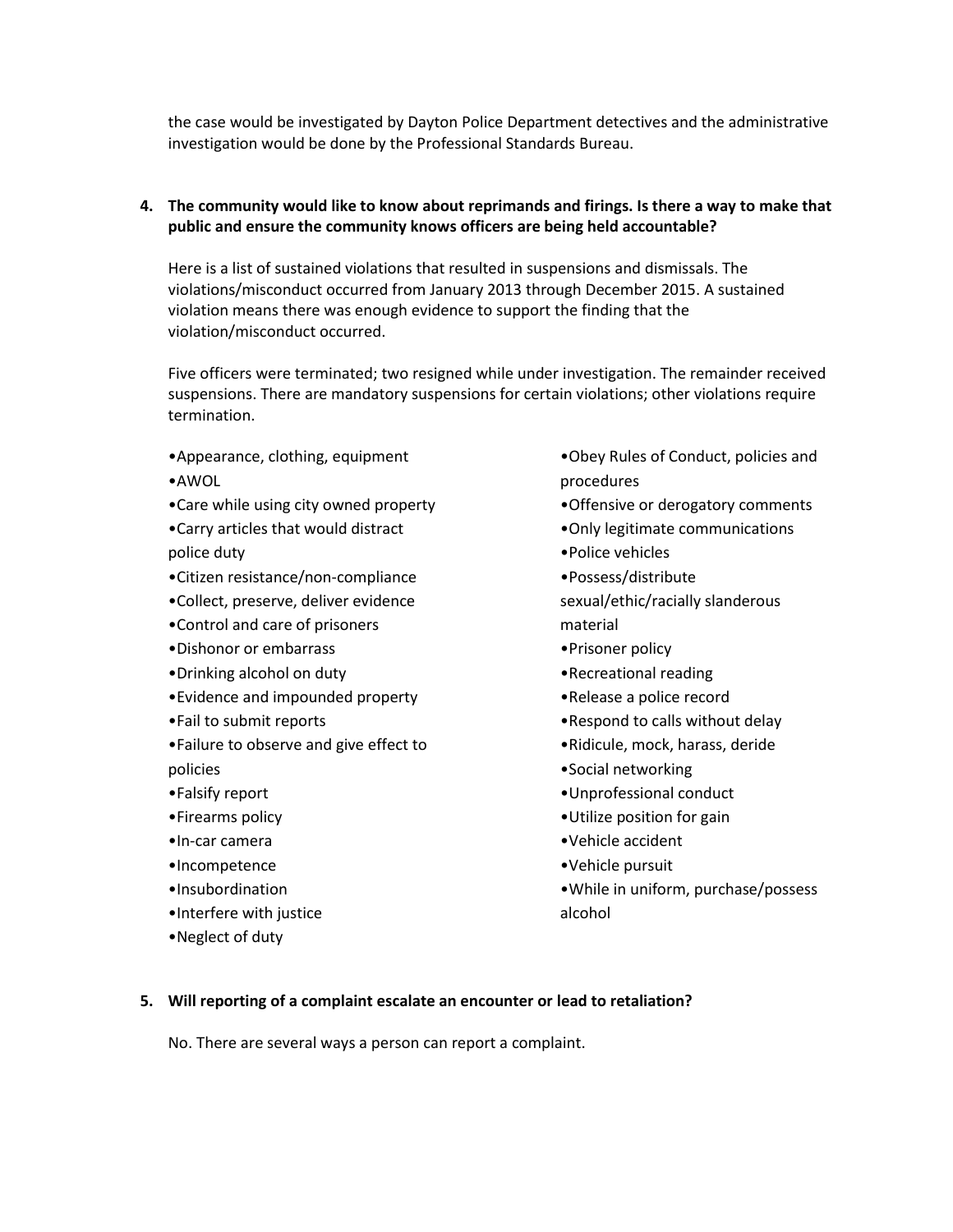the case would be investigated by Dayton Police Department detectives and the administrative investigation would be done by the Professional Standards Bureau.

**4. The community would like to know about reprimands and firings. Is there a way to make that public and ensure the community knows officers are being held accountable?**

Here is a list of sustained violations that resulted in suspensions and dismissals. The violations/misconduct occurred from January 2013 through December 2015. A sustained violation means there was enough evidence to support the finding that the violation/misconduct occurred.

Five officers were terminated; two resigned while under investigation. The remainder received suspensions. There are mandatory suspensions for certain violations; other violations require termination.

- Appearance, clothing, equipment
- AWOL
- Care while using city owned property
- Carry articles that would distract police duty
- Citizen resistance/non-compliance
- Collect, preserve, deliver evidence
- Control and care of prisoners
- Dishonor or embarrass
- Drinking alcohol on duty
- Evidence and impounded property
- Fail to submit reports
- Failure to observe and give effect to policies
- Falsify report
- Firearms policy
- In-car camera
- Incompetence
- Insubordination
- Interfere with justice
- Neglect of duty
- Obey Rules of Conduct, policies and procedures
- Offensive or derogatory comments
- Only legitimate communications
- Police vehicles
- Possess/distribute sexual/ethic/racially slanderous material
- Prisoner policy
- Recreational reading
- Release a police record
- Respond to calls without delay
- Ridicule, mock, harass, deride
- Social networking
- Unprofessional conduct
- Utilize position for gain
- Vehicle accident
- Vehicle pursuit
- While in uniform, purchase/possess alcohol

**5. Will reporting of a complaint escalate an encounter or lead to retaliation?**

No. There are several ways a person can report a complaint.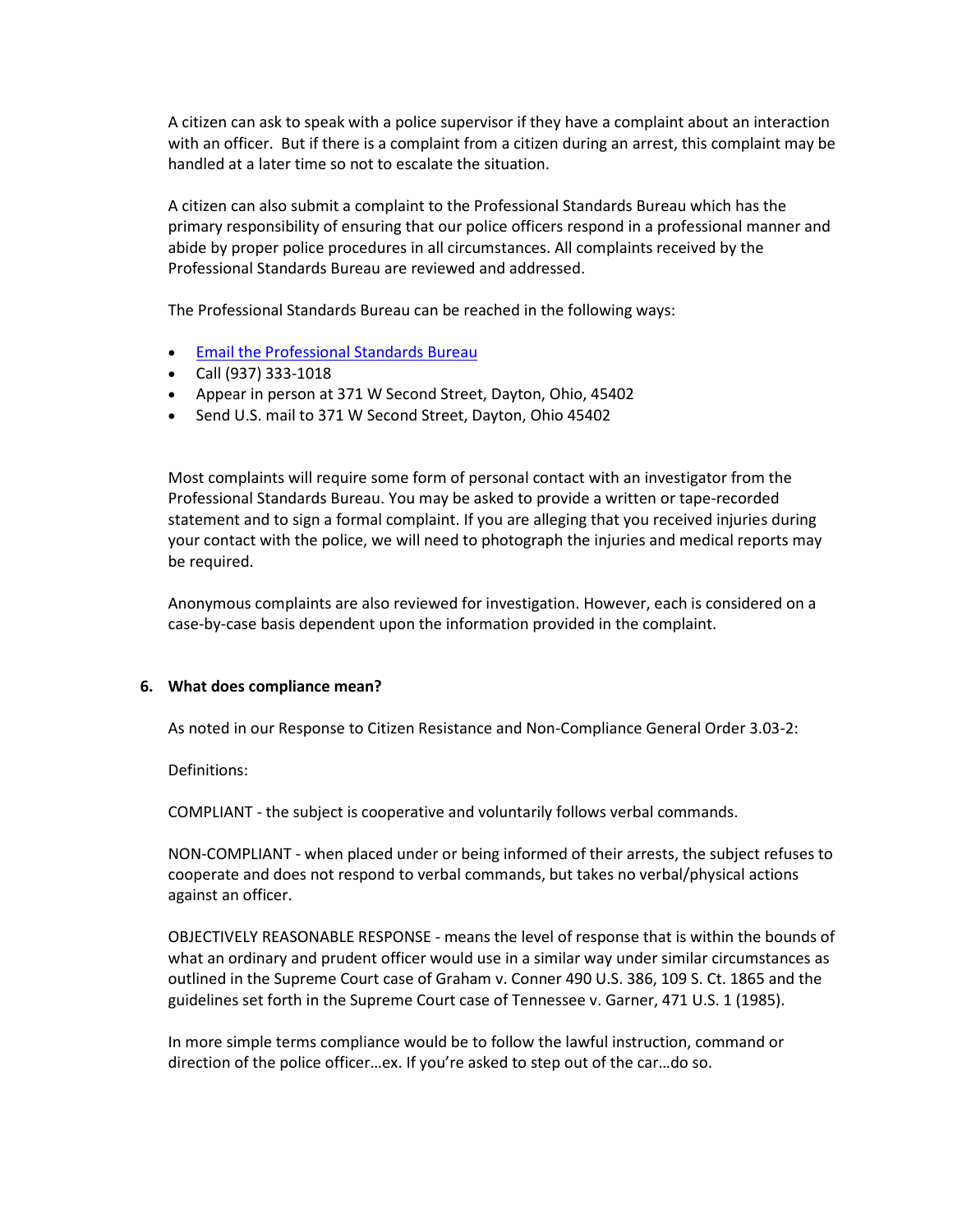A citizen can ask to speak with a police supervisor if they have a complaint about an interaction with an officer. But if there is a complaint from a citizen during an arrest, this complaint may be handled at a later time so not to escalate the situation.

A citizen can also submit a complaint to the Professional Standards Bureau which has the primary responsibility of ensuring that our police officers respond in a professional manner and abide by proper police procedures in all circumstances. All complaints received by the Professional Standards Bureau are reviewed and addressed.

The Professional Standards Bureau can be reached in the following ways:

- Email the Professional Standards Bureau
- Call (937) 333-1018
- Appear in person at 371 W Second Street, Dayton, Ohio, 45402
- Send U.S. mail to 371 W Second Street, Dayton, Ohio 45402

Most complaints will require some form of personal contact with an investigator from the Professional Standards Bureau. You may be asked to provide a written or tape-recorded statement and to sign a formal complaint. If you are alleging that you received injuries during your contact with the police, we will need to photograph the injuries and medical reports may be required.

Anonymous complaints are also reviewed for investigation. However, each is considered on a case-by-case basis dependent upon the information provided in the complaint.

**6. What does compliance mean?**

As noted in our Response to Citizen Resistance and Non-Compliance General Order 3.03-2:

Definitions:

COMPLIANT - the subject is cooperative and voluntarily follows verbal commands.

NON-COMPLIANT - when placed under or being informed of their arrests, the subject refuses to cooperate and does not respond to verbal commands, but takes no verbal/physical actions against an officer.

OBJECTIVELY REASONABLE RESPONSE - means the level of response that is within the bounds of what an ordinary and prudent officer would use in a similar way under similar circumstances as outlined in the Supreme Court case of Graham v. Conner 490 U.S. 386, 109 S. Ct. 1865 and the guidelines set forth in the Supreme Court case of Tennessee v. Garner, 471 U.S. 1 (1985).

In more simple terms compliance would be to follow the lawful instruction, command or direction of the police officer…ex. If you're asked to step out of the car…do so.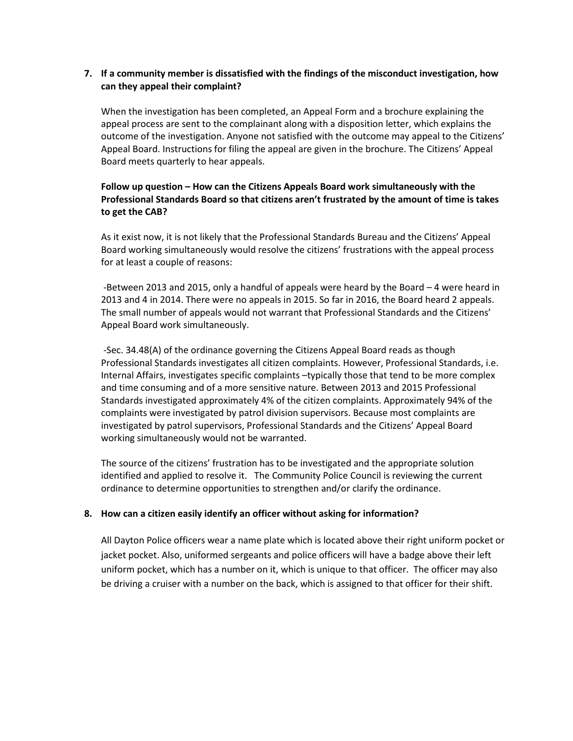**7. If a community member is dissatisfied with the findings of the misconduct investigation, how can they appeal their complaint?**

When the investigation has been completed, an Appeal Form and a brochure explaining the appeal process are sent to the complainant along with a disposition letter, which explains the outcome of the investigation. Anyone not satisfied with the outcome may appeal to the Citizens' Appeal Board. Instructions for filing the appeal are given in the brochure. The Citizens' Appeal Board meets quarterly to hear appeals.

**Follow up question – How can the Citizens Appeals Board work simultaneously with the Professional Standards Board so that citizens aren't frustrated by the amount of time is takes to get the CAB?**

As it exist now, it is not likely that the Professional Standards Bureau and the Citizens' Appeal Board working simultaneously would resolve the citizens' frustrations with the appeal process for at least a couple of reasons:

-Between 2013 and 2015, only a handful of appeals were heard by the Board – 4 were heard in 2013 and 4 in 2014. There were no appeals in 2015. So far in 2016, the Board heard 2 appeals. The small number of appeals would not warrant that Professional Standards and the Citizens' Appeal Board work simultaneously.

-Sec. 34.48(A) of the ordinance governing the Citizens Appeal Board reads as though Professional Standards investigates all citizen complaints. However, Professional Standards, i.e. Internal Affairs, investigates specific complaints –typically those that tend to be more complex and time consuming and of a more sensitive nature. Between 2013 and 2015 Professional Standards investigated approximately 4% of the citizen complaints. Approximately 94% of the complaints were investigated by patrol division supervisors. Because most complaints are investigated by patrol supervisors, Professional Standards and the Citizens' Appeal Board working simultaneously would not be warranted.

The source of the citizens' frustration has to be investigated and the appropriate solution identified and applied to resolve it. The Community Police Council is reviewing the current ordinance to determine opportunities to strengthen and/or clarify the ordinance.

**8. How can a citizen easily identify an officer without asking for information?**

All Dayton Police officers wear a name plate which is located above their right uniform pocket or jacket pocket. Also, uniformed sergeants and police officers will have a badge above their left uniform pocket, which has a number on it, which is unique to that officer. The officer may also be driving a cruiser with a number on the back, which is assigned to that officer for their shift.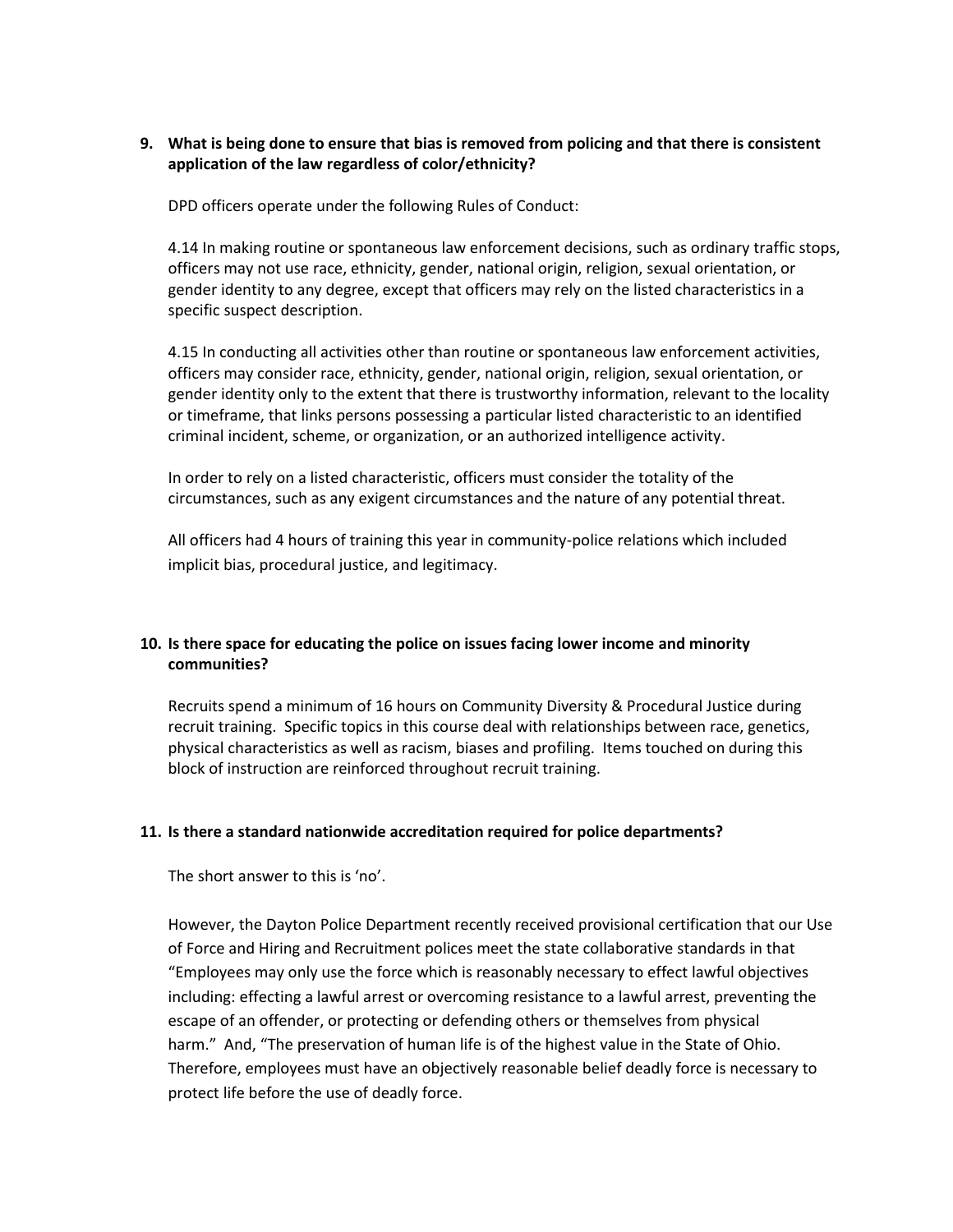**9. What is being done to ensure that bias is removed from policing and that there is consistent application of the law regardless of color/ethnicity?**

DPD officers operate under the following Rules of Conduct:

4.14 In making routine or spontaneous law enforcement decisions, such as ordinary traffic stops, officers may not use race, ethnicity, gender, national origin, religion, sexual orientation, or gender identity to any degree, except that officers may rely on the listed characteristics in a specific suspect description.

4.15 In conducting all activities other than routine or spontaneous law enforcement activities, officers may consider race, ethnicity, gender, national origin, religion, sexual orientation, or gender identity only to the extent that there is trustworthy information, relevant to the locality or timeframe, that links persons possessing a particular listed characteristic to an identified criminal incident, scheme, or organization, or an authorized intelligence activity.

In order to rely on a listed characteristic, officers must consider the totality of the circumstances, such as any exigent circumstances and the nature of any potential threat.

All officers had 4 hours of training this year in community-police relations which included implicit bias, procedural justice, and legitimacy.

**10. Is there space for educating the police on issues facing lower income and minority communities?**

Recruits spend a minimum of 16 hours on Community Diversity & Procedural Justice during recruit training. Specific topics in this course deal with relationships between race, genetics, physical characteristics as well as racism, biases and profiling. Items touched on during this block of instruction are reinforced throughout recruit training.

**11. Is there a standard nationwide accreditation required for police departments?**

The short answer to this is 'no'.

However, the Dayton Police Department recently received provisional certification that our Use of Force and Hiring and Recruitment polices meet the state collaborative standards in that "Employees may only use the force which is reasonably necessary to effect lawful objectives including: effecting a lawful arrest or overcoming resistance to a lawful arrest, preventing the escape of an offender, or protecting or defending others or themselves from physical harm." And, "The preservation of human life is of the highest value in the State of Ohio. Therefore, employees must have an objectively reasonable belief deadly force is necessary to protect life before the use of deadly force.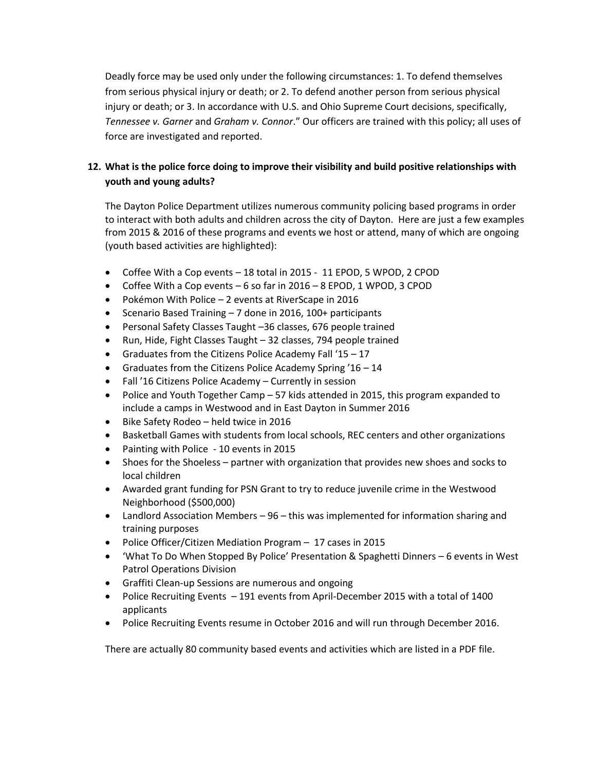Deadly force may be used only under the following circumstances: 1. To defend themselves from serious physical injury or death; or 2. To defend another person from serious physical injury or death; or 3. In accordance with U.S. and Ohio Supreme Court decisions, specifically, *Tennessee v. Garner* and *Graham v. Connor*." Our officers are trained with this policy; all uses of force are investigated and reported.

**12. What is the police force doing to improve their visibility and build positive relationships with youth and young adults?**

The Dayton Police Department utilizes numerous community policing based programs in order to interact with both adults and children across the city of Dayton. Here are just a few examples from 2015 & 2016 of these programs and events we host or attend, many of which are ongoing (youth based activities are highlighted):

- Coffee With a Cop events – 18 total in 2015 - 11 EPOD, 5 WPOD, 2 CPOD
- Coffee With a Cop events – 6 so far in 2016 – 8 EPOD, 1 WPOD, 3 CPOD
- Pokémon With Police – 2 events at RiverScape in 2016
- Scenario Based Training – 7 done in 2016, 100+ participants
- Personal Safety Classes Taught –36 classes, 676 people trained
- Run, Hide, Fight Classes Taught – 32 classes, 794 people trained
- Graduates from the Citizens Police Academy Fall '15 – 17
- Graduates from the Citizens Police Academy Spring '16 – 14
- Fall '16 Citizens Police Academy – Currently in session
- Police and Youth Together Camp – 57 kids attended in 2015, this program expanded to include a camps in Westwood and in East Dayton in Summer 2016
- Bike Safety Rodeo – held twice in 2016
- Basketball Games with students from local schools, REC centers and other organizations
- Painting with Police - 10 events in 2015
- Shoes for the Shoeless – partner with organization that provides new shoes and socks to local children
- Awarded grant funding for PSN Grant to try to reduce juvenile crime in the Westwood Neighborhood ($500,000)
- Landlord Association Members – 96 – this was implemented for information sharing and training purposes
- Police Officer/Citizen Mediation Program – 17 cases in 2015
- 'What To Do When Stopped By Police' Presentation & Spaghetti Dinners – 6 events in West Patrol Operations Division
- Graffiti Clean-up Sessions are numerous and ongoing
- Police Recruiting Events – 191 events from April-December 2015 with a total of 1400 applicants
- Police Recruiting Events resume in October 2016 and will run through December 2016.

There are actually 80 community based events and activities which are listed in a PDF file.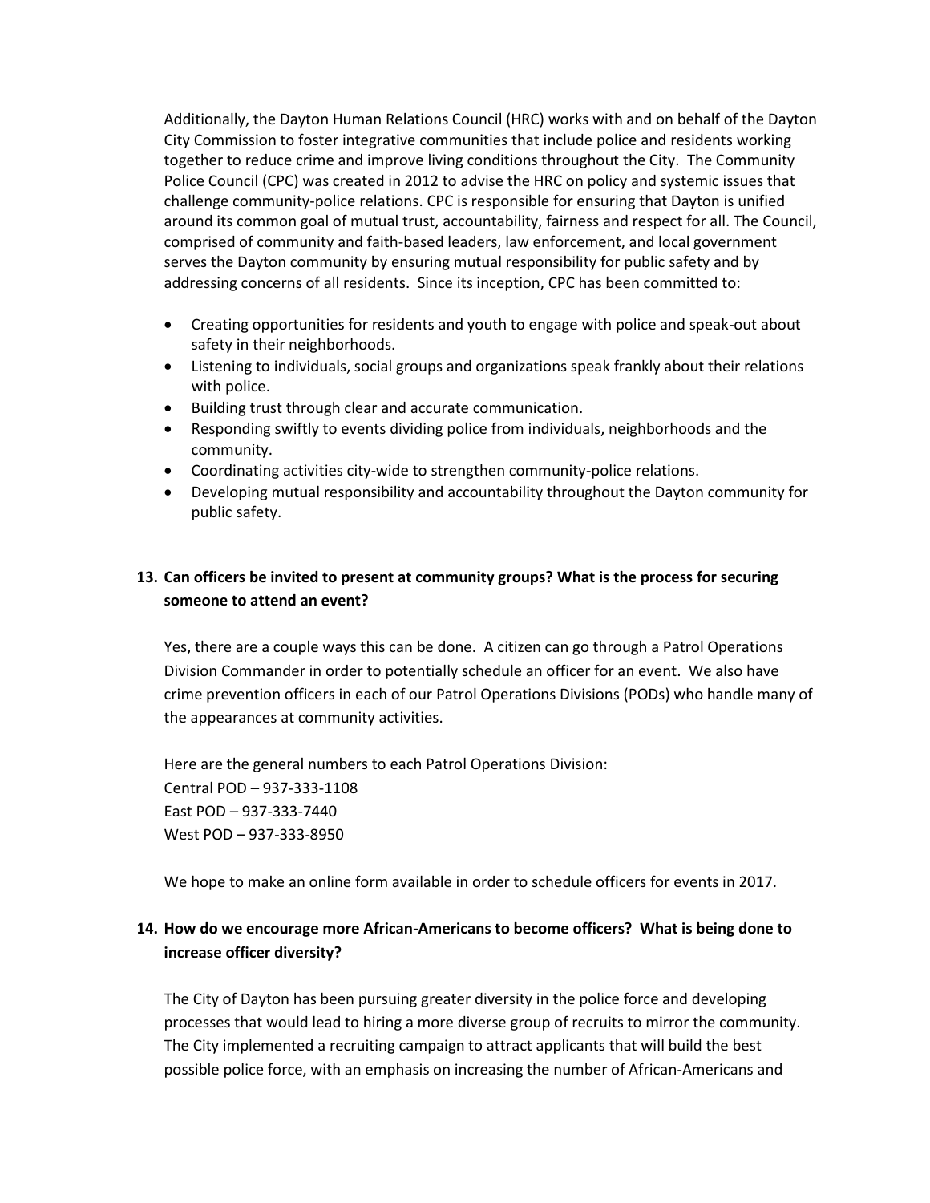Additionally, the Dayton Human Relations Council (HRC) works with and on behalf of the Dayton City Commission to foster integrative communities that include police and residents working together to reduce crime and improve living conditions throughout the City. The Community Police Council (CPC) was created in 2012 to advise the HRC on policy and systemic issues that challenge community-police relations. CPC is responsible for ensuring that Dayton is unified around its common goal of mutual trust, accountability, fairness and respect for all. The Council, comprised of community and faith-based leaders, law enforcement, and local government serves the Dayton community by ensuring mutual responsibility for public safety and by addressing concerns of all residents. Since its inception, CPC has been committed to:

- Creating opportunities for residents and youth to engage with police and speak-out about safety in their neighborhoods.
- Listening to individuals, social groups and organizations speak frankly about their relations with police.
- Building trust through clear and accurate communication.
- Responding swiftly to events dividing police from individuals, neighborhoods and the community.
- Coordinating activities city-wide to strengthen community-police relations.
- Developing mutual responsibility and accountability throughout the Dayton community for public safety.

**13. Can officers be invited to present at community groups? What is the process for securing someone to attend an event?**

Yes, there are a couple ways this can be done. A citizen can go through a Patrol Operations Division Commander in order to potentially schedule an officer for an event. We also have crime prevention officers in each of our Patrol Operations Divisions (PODs) who handle many of the appearances at community activities.

Here are the general numbers to each Patrol Operations Division:
Central POD – 937-333-1108
East POD – 937-333-7440
West POD – 937-333-8950

We hope to make an online form available in order to schedule officers for events in 2017.

**14. How do we encourage more African-Americans to become officers? What is being done to increase officer diversity?**

The City of Dayton has been pursuing greater diversity in the police force and developing processes that would lead to hiring a more diverse group of recruits to mirror the community. The City implemented a recruiting campaign to attract applicants that will build the best possible police force, with an emphasis on increasing the number of African-Americans and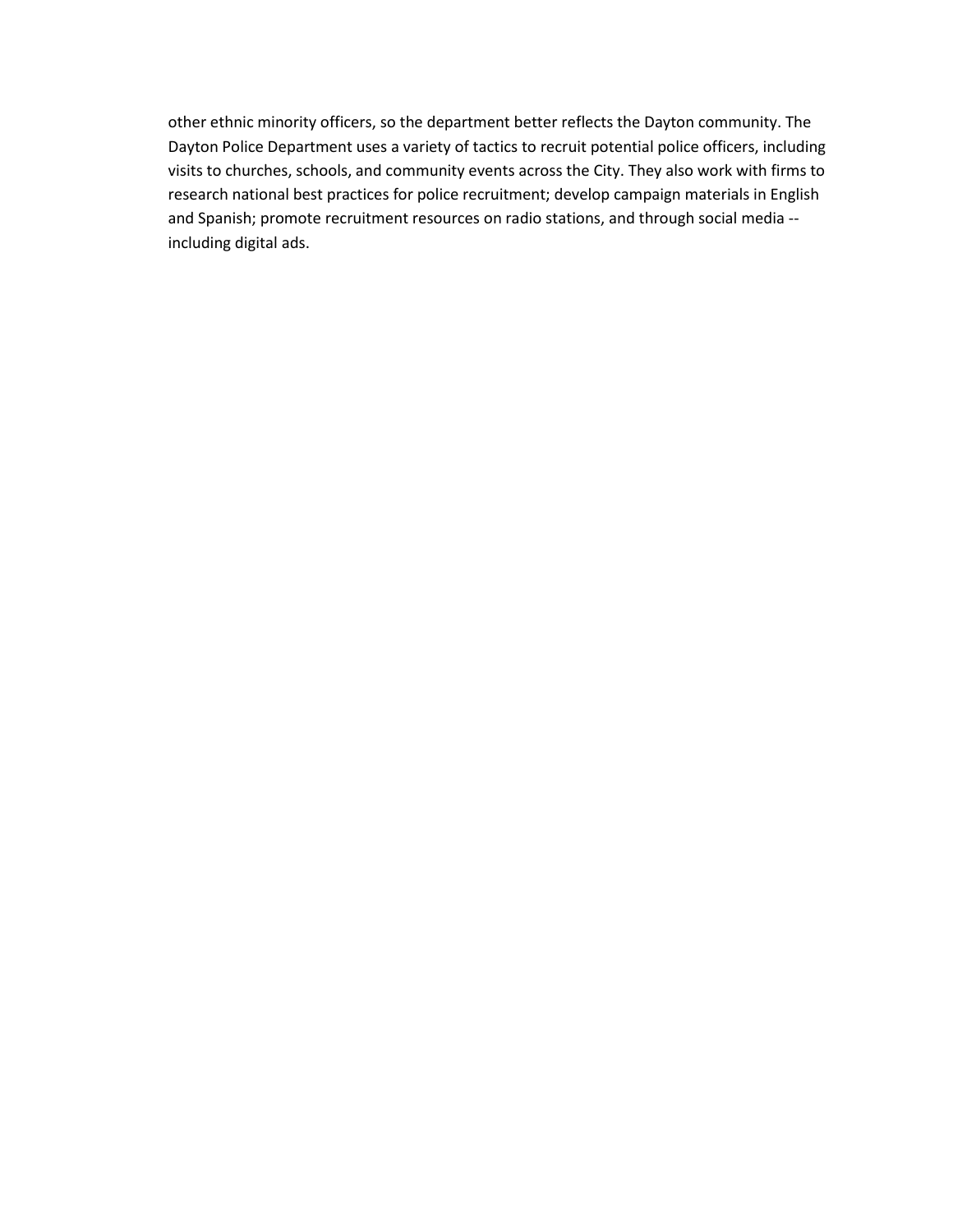other ethnic minority officers, so the department better reflects the Dayton community. The Dayton Police Department uses a variety of tactics to recruit potential police officers, including visits to churches, schools, and community events across the City. They also work with firms to research national best practices for police recruitment; develop campaign materials in English and Spanish; promote recruitment resources on radio stations, and through social media -- including digital ads.